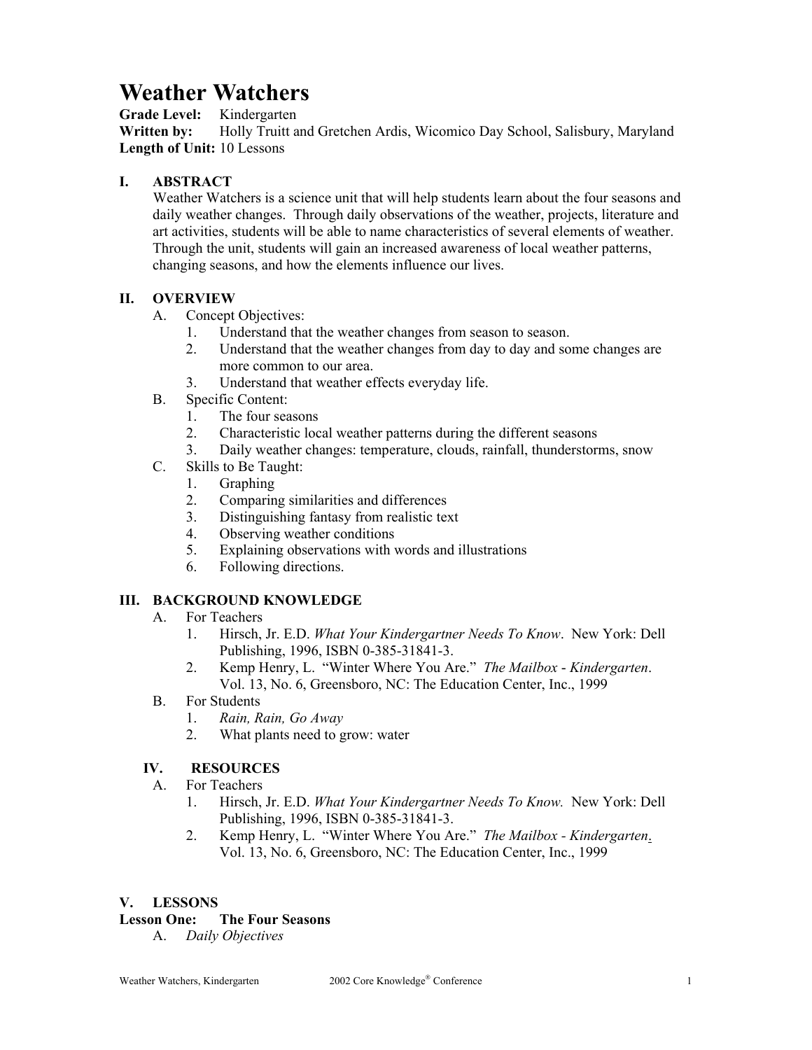# Weather Watchers

**Grade Level:** Kindergarten
**Written by:** Holly Truitt and Gretchen Ardis, Wicomico Day School, Salisbury, Maryland
**Length of Unit:** 10 Lessons

## I. ABSTRACT

Weather Watchers is a science unit that will help students learn about the four seasons and daily weather changes. Through daily observations of the weather, projects, literature and art activities, students will be able to name characteristics of several elements of weather. Through the unit, students will gain an increased awareness of local weather patterns, changing seasons, and how the elements influence our lives.

## II. OVERVIEW

A. Concept Objectives:
  1. Understand that the weather changes from season to season.
  2. Understand that the weather changes from day to day and some changes are more common to our area.
  3. Understand that weather effects everyday life.

B. Specific Content:
  1. The four seasons
  2. Characteristic local weather patterns during the different seasons
  3. Daily weather changes: temperature, clouds, rainfall, thunderstorms, snow

C. Skills to Be Taught:
  1. Graphing
  2. Comparing similarities and differences
  3. Distinguishing fantasy from realistic text
  4. Observing weather conditions
  5. Explaining observations with words and illustrations
  6. Following directions.

## III. BACKGROUND KNOWLEDGE

A. For Teachers
  1. Hirsch, Jr. E.D. *What Your Kindergartner Needs To Know*. New York: Dell Publishing, 1996, ISBN 0-385-31841-3.
  2. Kemp Henry, L. "Winter Where You Are." *The Mailbox - Kindergarten*. Vol. 13, No. 6, Greensboro, NC: The Education Center, Inc., 1999

B. For Students
  1. *Rain, Rain, Go Away*
  2. What plants need to grow: water

## IV. RESOURCES

A. For Teachers
  1. Hirsch, Jr. E.D. *What Your Kindergartner Needs To Know.* New York: Dell Publishing, 1996, ISBN 0-385-31841-3.
  2. Kemp Henry, L. "Winter Where You Are." *The Mailbox - Kindergarten*. Vol. 13, No. 6, Greensboro, NC: The Education Center, Inc., 1999

## V. LESSONS

### Lesson One: The Four Seasons

A. *Daily Objectives*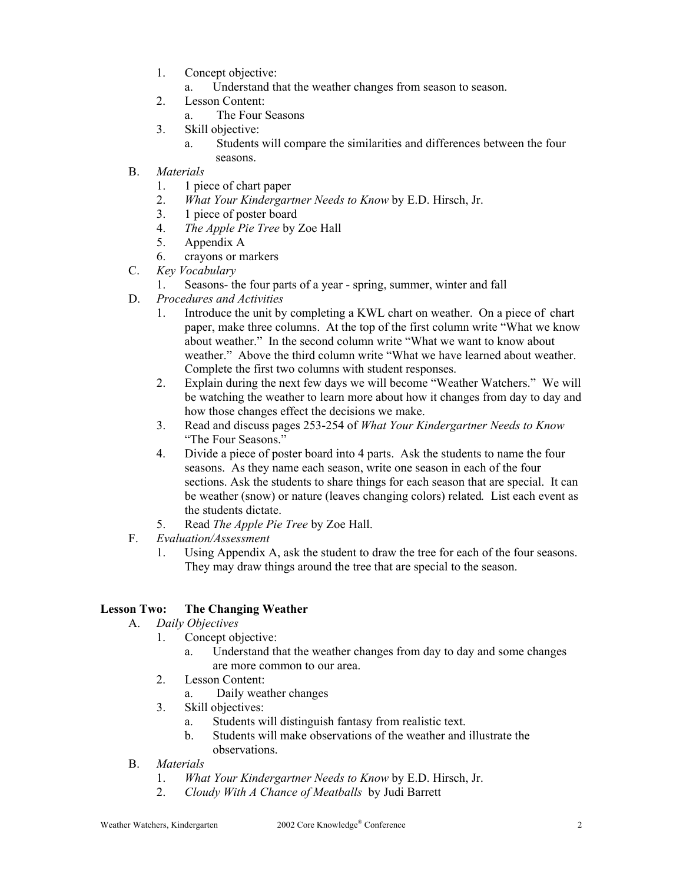1. Concept objective:
    a. Understand that the weather changes from season to season.
2. Lesson Content:
    a. The Four Seasons
3. Skill objective:
    a. Students will compare the similarities and differences between the four seasons.

B. *Materials*
1. 1 piece of chart paper
2. *What Your Kindergartner Needs to Know* by E.D. Hirsch, Jr.
3. 1 piece of poster board
4. *The Apple Pie Tree* by Zoe Hall
5. Appendix A
6. crayons or markers

C. *Key Vocabulary*
1. Seasons- the four parts of a year - spring, summer, winter and fall

D. *Procedures and Activities*
1. Introduce the unit by completing a KWL chart on weather. On a piece of chart paper, make three columns. At the top of the first column write "What we know about weather." In the second column write "What we want to know about weather." Above the third column write "What we have learned about weather. Complete the first two columns with student responses.
2. Explain during the next few days we will become "Weather Watchers." We will be watching the weather to learn more about how it changes from day to day and how those changes effect the decisions we make.
3. Read and discuss pages 253-254 of *What Your Kindergartner Needs to Know* "The Four Seasons."
4. Divide a piece of poster board into 4 parts. Ask the students to name the four seasons. As they name each season, write one season in each of the four sections. Ask the students to share things for each season that are special. It can be weather (snow) or nature (leaves changing colors) related. List each event as the students dictate.
5. Read *The Apple Pie Tree* by Zoe Hall.

F. *Evaluation/Assessment*
1. Using Appendix A, ask the student to draw the tree for each of the four seasons. They may draw things around the tree that are special to the season.

**Lesson Two: The Changing Weather**

A. *Daily Objectives*
1. Concept objective:
    a. Understand that the weather changes from day to day and some changes are more common to our area.
2. Lesson Content:
    a. Daily weather changes
3. Skill objectives:
    a. Students will distinguish fantasy from realistic text.
    b. Students will make observations of the weather and illustrate the observations.

B. *Materials*
1. *What Your Kindergartner Needs to Know* by E.D. Hirsch, Jr.
2. *Cloudy With A Chance of Meatballs* by Judi Barrett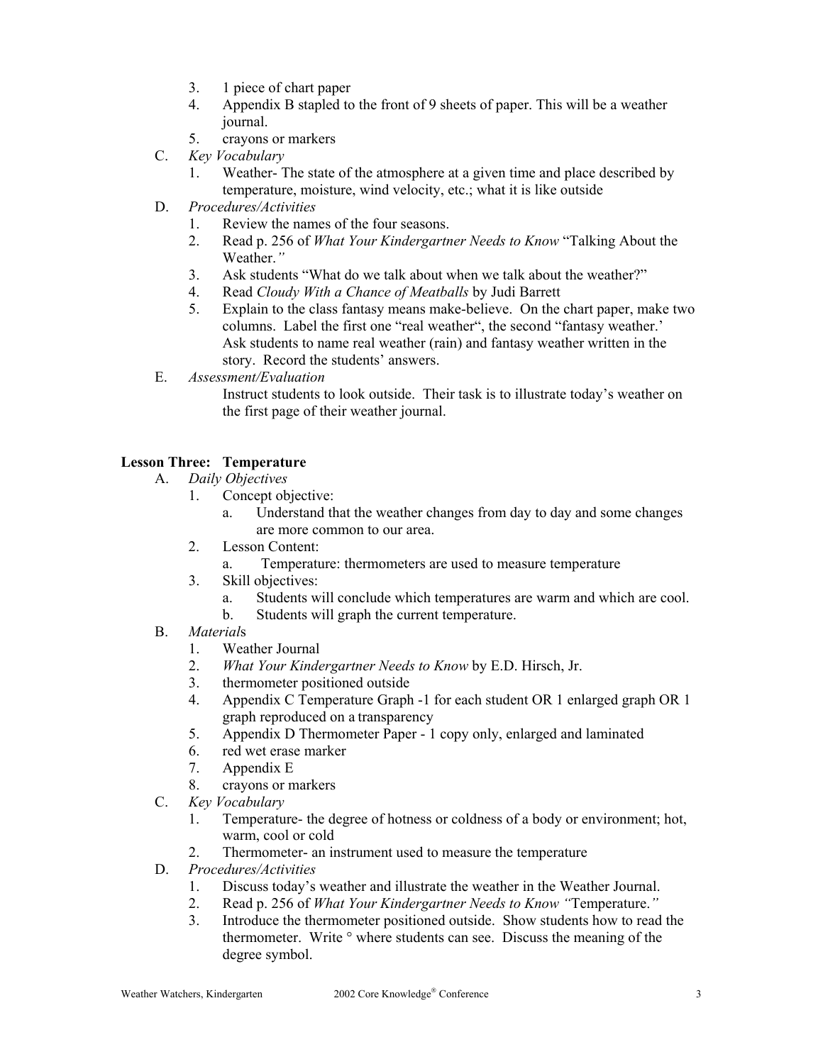3. 1 piece of chart paper
4. Appendix B stapled to the front of 9 sheets of paper. This will be a weather journal.
5. crayons or markers

C. *Key Vocabulary*
   1. Weather- The state of the atmosphere at a given time and place described by temperature, moisture, wind velocity, etc.; what it is like outside

D. *Procedures/Activities*
   1. Review the names of the four seasons.
   2. Read p. 256 of *What Your Kindergartner Needs to Know* "Talking About the Weather.*"*
   3. Ask students "What do we talk about when we talk about the weather?"
   4. Read *Cloudy With a Chance of Meatballs* by Judi Barrett
   5. Explain to the class fantasy means make-believe. On the chart paper, make two columns. Label the first one "real weather", the second "fantasy weather.' Ask students to name real weather (rain) and fantasy weather written in the story. Record the students' answers.

E. *Assessment/Evaluation*

   Instruct students to look outside. Their task is to illustrate today's weather on the first page of their weather journal.

**Lesson Three: Temperature**

A. *Daily Objectives*
   1. Concept objective:
      a. Understand that the weather changes from day to day and some changes are more common to our area.
   2. Lesson Content:
      a. Temperature: thermometers are used to measure temperature
   3. Skill objectives:
      a. Students will conclude which temperatures are warm and which are cool.
      b. Students will graph the current temperature.

B. *Material*s
   1. Weather Journal
   2. *What Your Kindergartner Needs to Know* by E.D. Hirsch, Jr.
   3. thermometer positioned outside
   4. Appendix C Temperature Graph -1 for each student OR 1 enlarged graph OR 1 graph reproduced on a transparency
   5. Appendix D Thermometer Paper - 1 copy only, enlarged and laminated
   6. red wet erase marker
   7. Appendix E
   8. crayons or markers

C. *Key Vocabulary*
   1. Temperature- the degree of hotness or coldness of a body or environment; hot, warm, cool or cold
   2. Thermometer- an instrument used to measure the temperature

D. *Procedures/Activities*
   1. Discuss today's weather and illustrate the weather in the Weather Journal.
   2. Read p. 256 of *What Your Kindergartner Needs to Know "*Temperature.*"*
   3. Introduce the thermometer positioned outside. Show students how to read the thermometer. Write ° where students can see. Discuss the meaning of the degree symbol.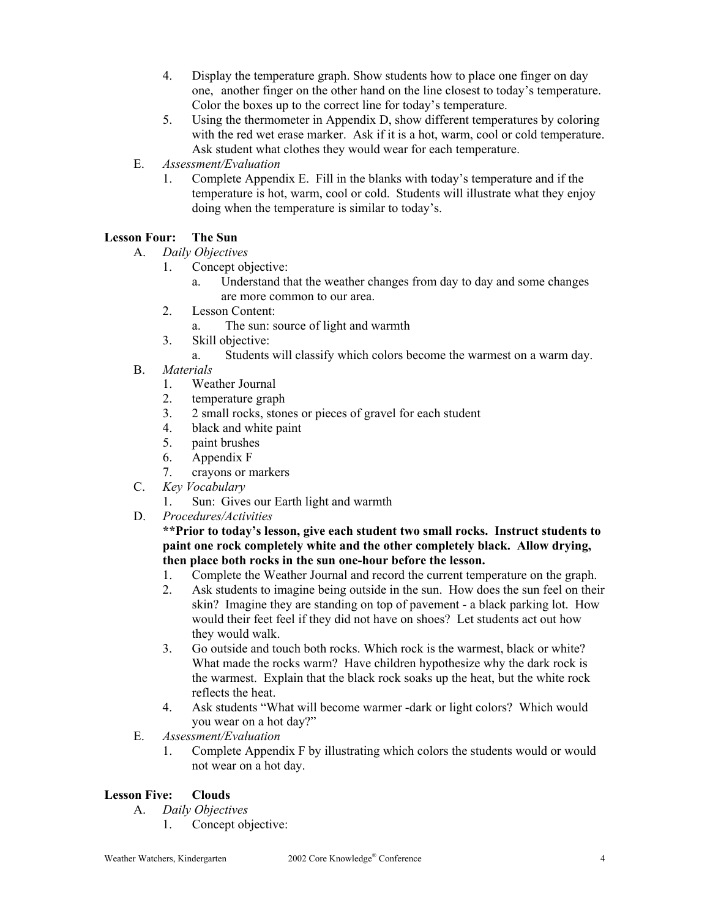4. Display the temperature graph. Show students how to place one finger on day one, another finger on the other hand on the line closest to today's temperature. Color the boxes up to the correct line for today's temperature.
5. Using the thermometer in Appendix D, show different temperatures by coloring with the red wet erase marker. Ask if it is a hot, warm, cool or cold temperature. Ask student what clothes they would wear for each temperature.

E. *Assessment/Evaluation*
   1. Complete Appendix E. Fill in the blanks with today's temperature and if the temperature is hot, warm, cool or cold. Students will illustrate what they enjoy doing when the temperature is similar to today's.

**Lesson Four: The Sun**

A. *Daily Objectives*
   1. Concept objective:
      a. Understand that the weather changes from day to day and some changes are more common to our area.
   2. Lesson Content:
      a. The sun: source of light and warmth
   3. Skill objective:
      a. Students will classify which colors become the warmest on a warm day.

B. *Materials*
   1. Weather Journal
   2. temperature graph
   3. 2 small rocks, stones or pieces of gravel for each student
   4. black and white paint
   5. paint brushes
   6. Appendix F
   7. crayons or markers

C. *Key Vocabulary*
   1. Sun: Gives our Earth light and warmth

D. *Procedures/Activities*

   **Prior to today's lesson, give each student two small rocks. Instruct students to paint one rock completely white and the other completely black. Allow drying, then place both rocks in the sun one-hour before the lesson.**

   1. Complete the Weather Journal and record the current temperature on the graph.
   2. Ask students to imagine being outside in the sun. How does the sun feel on their skin? Imagine they are standing on top of pavement - a black parking lot. How would their feet feel if they did not have on shoes? Let students act out how they would walk.
   3. Go outside and touch both rocks. Which rock is the warmest, black or white? What made the rocks warm? Have children hypothesize why the dark rock is the warmest. Explain that the black rock soaks up the heat, but the white rock reflects the heat.
   4. Ask students "What will become warmer -dark or light colors? Which would you wear on a hot day?"

E. *Assessment/Evaluation*
   1. Complete Appendix F by illustrating which colors the students would or would not wear on a hot day.

**Lesson Five: Clouds**

A. *Daily Objectives*
   1. Concept objective: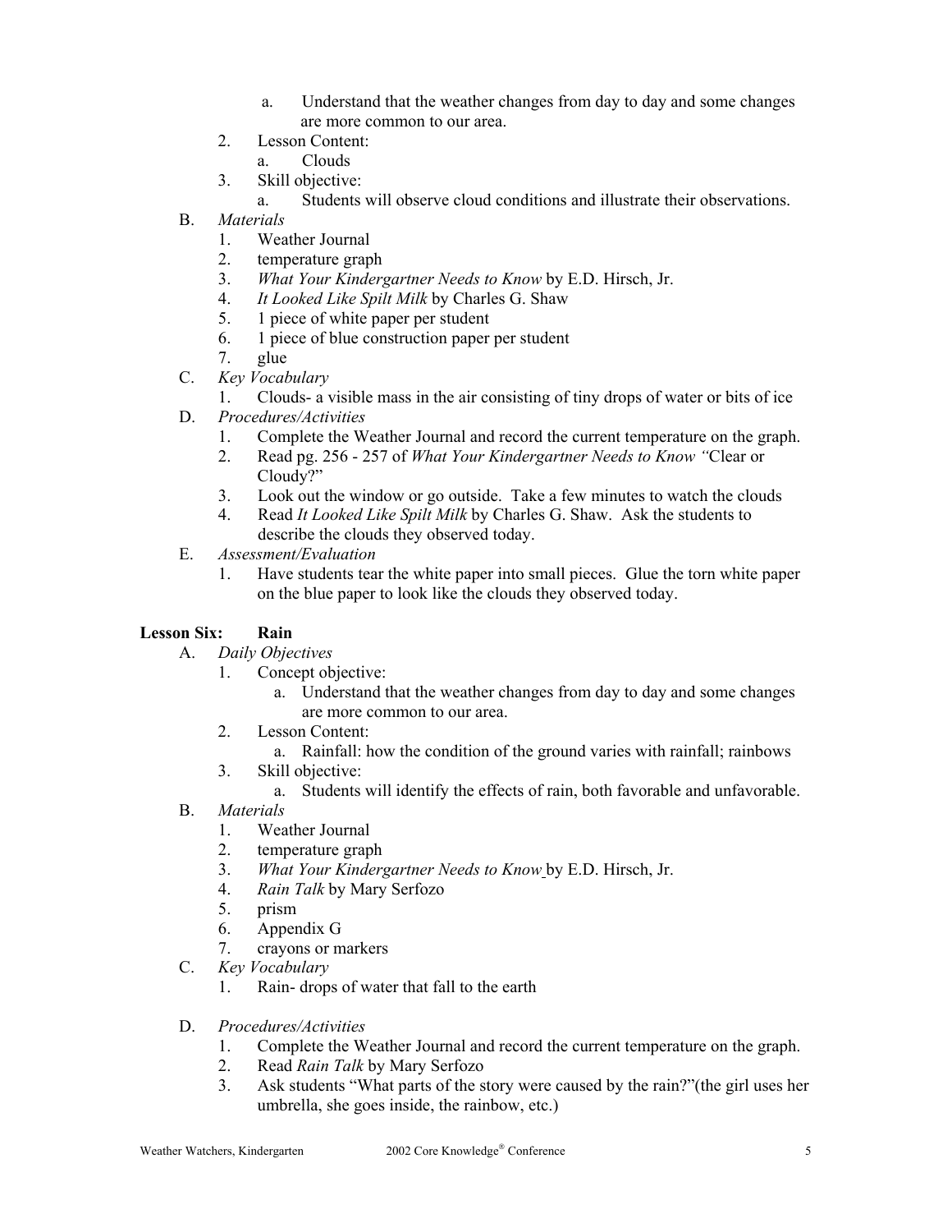a. Understand that the weather changes from day to day and some changes are more common to our area.

2. Lesson Content:
   a. Clouds
3. Skill objective:
   a. Students will observe cloud conditions and illustrate their observations.

B. *Materials*
   1. Weather Journal
   2. temperature graph
   3. *What Your Kindergartner Needs to Know* by E.D. Hirsch, Jr.
   4. *It Looked Like Spilt Milk* by Charles G. Shaw
   5. 1 piece of white paper per student
   6. 1 piece of blue construction paper per student
   7. glue

C. *Key Vocabulary*
   1. Clouds- a visible mass in the air consisting of tiny drops of water or bits of ice

D. *Procedures/Activities*
   1. Complete the Weather Journal and record the current temperature on the graph.
   2. Read pg. 256 - 257 of *What Your Kindergartner Needs to Know "*Clear or Cloudy?"
   3. Look out the window or go outside. Take a few minutes to watch the clouds
   4. Read *It Looked Like Spilt Milk* by Charles G. Shaw. Ask the students to describe the clouds they observed today.

E. *Assessment/Evaluation*
   1. Have students tear the white paper into small pieces. Glue the torn white paper on the blue paper to look like the clouds they observed today.

**Lesson Six: Rain**

A. *Daily Objectives*
   1. Concept objective:
      a. Understand that the weather changes from day to day and some changes are more common to our area.
   2. Lesson Content:
      a. Rainfall: how the condition of the ground varies with rainfall; rainbows
   3. Skill objective:
      a. Students will identify the effects of rain, both favorable and unfavorable.

B. *Materials*
   1. Weather Journal
   2. temperature graph
   3. *What Your Kindergartner Needs to Know* by E.D. Hirsch, Jr.
   4. *Rain Talk* by Mary Serfozo
   5. prism
   6. Appendix G
   7. crayons or markers

C. *Key Vocabulary*
   1. Rain- drops of water that fall to the earth

D. *Procedures/Activities*
   1. Complete the Weather Journal and record the current temperature on the graph.
   2. Read *Rain Talk* by Mary Serfozo
   3. Ask students "What parts of the story were caused by the rain?"(the girl uses her umbrella, she goes inside, the rainbow, etc.)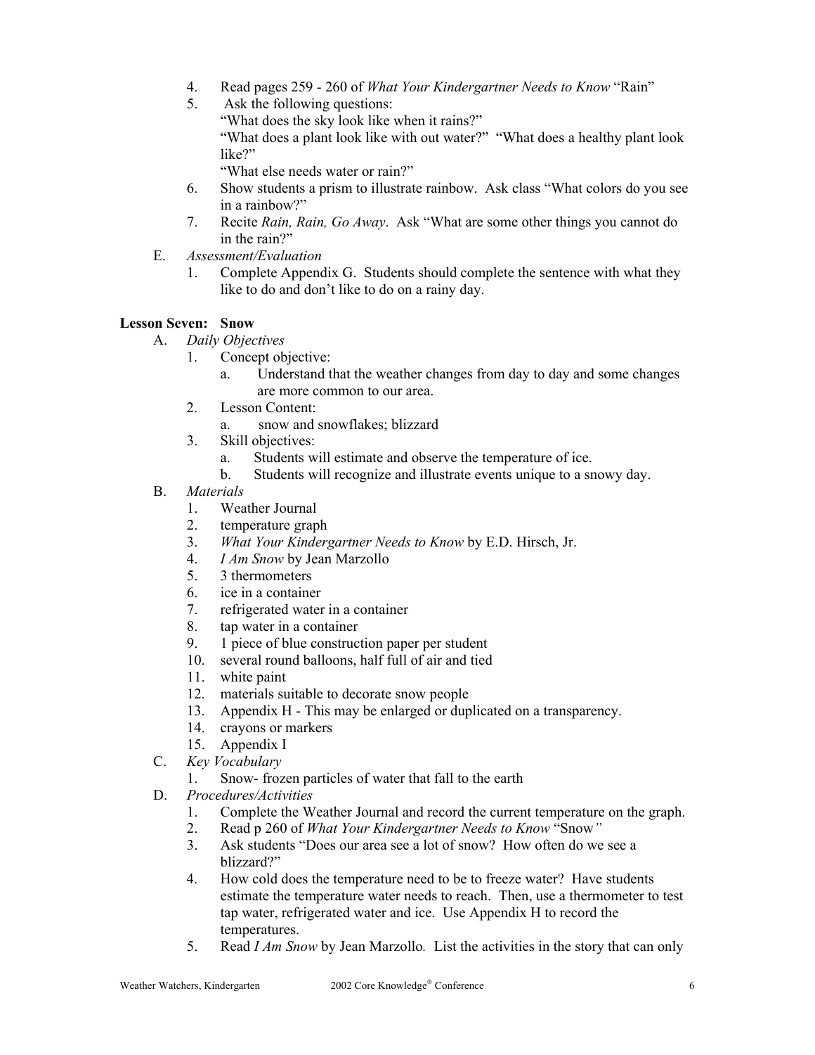4. Read pages 259 - 260 of *What Your Kindergartner Needs to Know* "Rain"
5. Ask the following questions:
   "What does the sky look like when it rains?"
   "What does a plant look like with out water?" "What does a healthy plant look like?"
   "What else needs water or rain?"
6. Show students a prism to illustrate rainbow. Ask class "What colors do you see in a rainbow?"
7. Recite *Rain, Rain, Go Away*. Ask "What are some other things you cannot do in the rain?"

E. *Assessment/Evaluation*
1. Complete Appendix G. Students should complete the sentence with what they like to do and don't like to do on a rainy day.

**Lesson Seven: Snow**

A. *Daily Objectives*
1. Concept objective:
   a. Understand that the weather changes from day to day and some changes are more common to our area.
2. Lesson Content:
   a. snow and snowflakes; blizzard
3. Skill objectives:
   a. Students will estimate and observe the temperature of ice.
   b. Students will recognize and illustrate events unique to a snowy day.

B. *Materials*
1. Weather Journal
2. temperature graph
3. *What Your Kindergartner Needs to Know* by E.D. Hirsch, Jr.
4. *I Am Snow* by Jean Marzollo
5. 3 thermometers
6. ice in a container
7. refrigerated water in a container
8. tap water in a container
9. 1 piece of blue construction paper per student
10. several round balloons, half full of air and tied
11. white paint
12. materials suitable to decorate snow people
13. Appendix H - This may be enlarged or duplicated on a transparency.
14. crayons or markers
15. Appendix I

C. *Key Vocabulary*
1. Snow- frozen particles of water that fall to the earth

D. *Procedures/Activities*
1. Complete the Weather Journal and record the current temperature on the graph.
2. Read p 260 of *What Your Kindergartner Needs to Know* "Snow"
3. Ask students "Does our area see a lot of snow? How often do we see a blizzard?"
4. How cold does the temperature need to be to freeze water? Have students estimate the temperature water needs to reach. Then, use a thermometer to test tap water, refrigerated water and ice. Use Appendix H to record the temperatures.
5. Read *I Am Snow* by Jean Marzollo. List the activities in the story that can only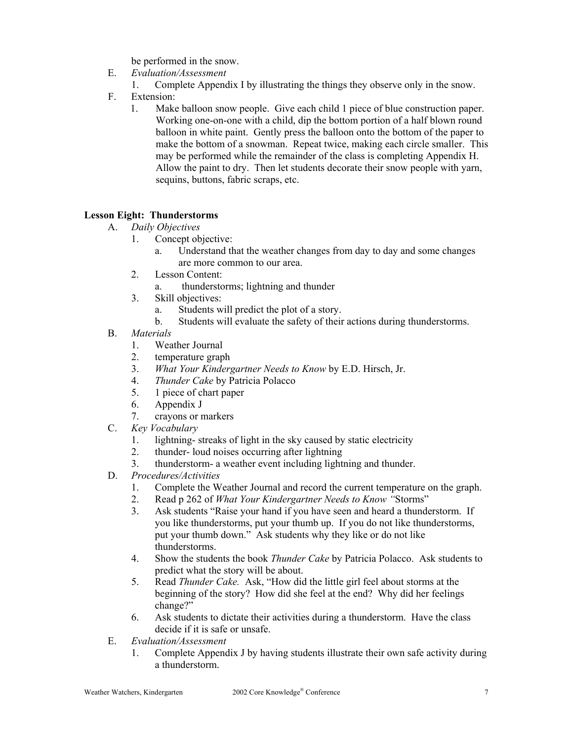be performed in the snow.

E. *Evaluation/Assessment*
   1. Complete Appendix I by illustrating the things they observe only in the snow.

F. Extension:
   1. Make balloon snow people. Give each child 1 piece of blue construction paper. Working one-on-one with a child, dip the bottom portion of a half blown round balloon in white paint. Gently press the balloon onto the bottom of the paper to make the bottom of a snowman. Repeat twice, making each circle smaller. This may be performed while the remainder of the class is completing Appendix H. Allow the paint to dry. Then let students decorate their snow people with yarn, sequins, buttons, fabric scraps, etc.

**Lesson Eight: Thunderstorms**

A. *Daily Objectives*
   1. Concept objective:
      a. Understand that the weather changes from day to day and some changes are more common to our area.
   2. Lesson Content:
      a. thunderstorms; lightning and thunder
   3. Skill objectives:
      a. Students will predict the plot of a story.
      b. Students will evaluate the safety of their actions during thunderstorms.

B. *Materials*
   1. Weather Journal
   2. temperature graph
   3. *What Your Kindergartner Needs to Know* by E.D. Hirsch, Jr.
   4. *Thunder Cake* by Patricia Polacco
   5. 1 piece of chart paper
   6. Appendix J
   7. crayons or markers

C. *Key Vocabulary*
   1. lightning- streaks of light in the sky caused by static electricity
   2. thunder- loud noises occurring after lightning
   3. thunderstorm- a weather event including lightning and thunder.

D. *Procedures/Activities*
   1. Complete the Weather Journal and record the current temperature on the graph.
   2. Read p 262 of *What Your Kindergartner Needs to Know "*Storms"
   3. Ask students "Raise your hand if you have seen and heard a thunderstorm. If you like thunderstorms, put your thumb up. If you do not like thunderstorms, put your thumb down." Ask students why they like or do not like thunderstorms.
   4. Show the students the book *Thunder Cake* by Patricia Polacco. Ask students to predict what the story will be about.
   5. Read *Thunder Cake.* Ask, "How did the little girl feel about storms at the beginning of the story? How did she feel at the end? Why did her feelings change?"
   6. Ask students to dictate their activities during a thunderstorm. Have the class decide if it is safe or unsafe.

E. *Evaluation/Assessment*
   1. Complete Appendix J by having students illustrate their own safe activity during a thunderstorm.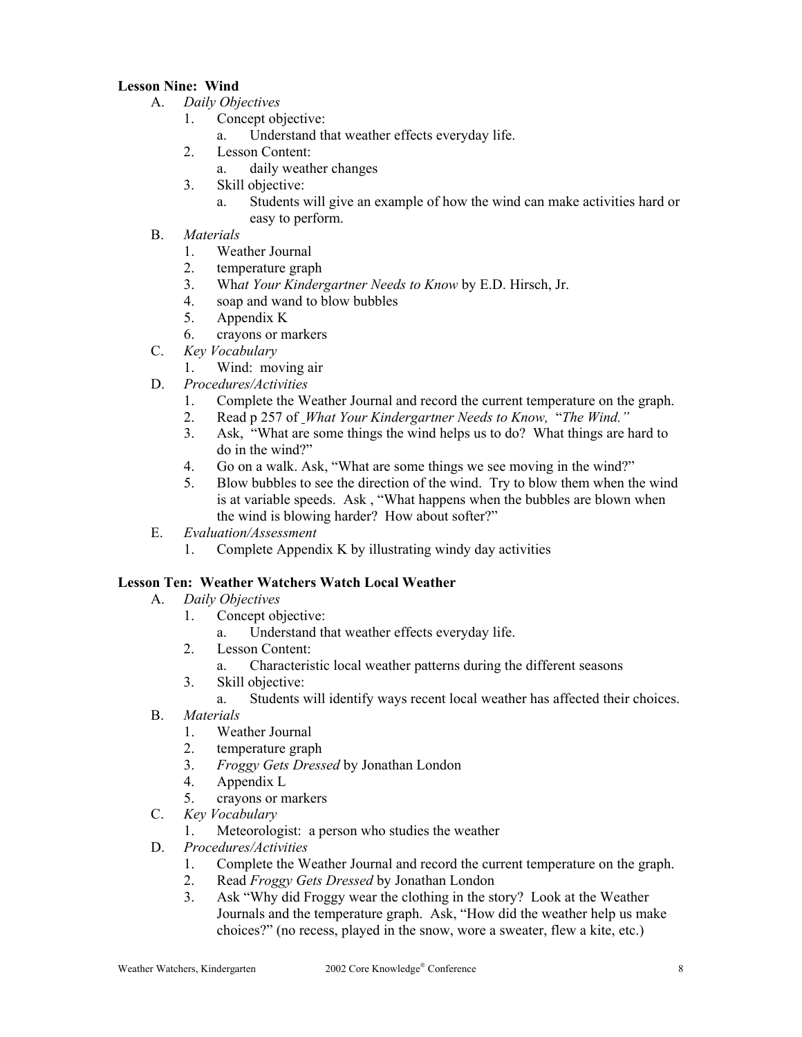**Lesson Nine: Wind**

A. *Daily Objectives*
   1. Concept objective:
      a. Understand that weather effects everyday life.
   2. Lesson Content:
      a. daily weather changes
   3. Skill objective:
      a. Students will give an example of how the wind can make activities hard or easy to perform.

B. *Materials*
   1. Weather Journal
   2. temperature graph
   3. *What Your Kindergartner Needs to Know* by E.D. Hirsch, Jr.
   4. soap and wand to blow bubbles
   5. Appendix K
   6. crayons or markers

C. *Key Vocabulary*
   1. Wind: moving air

D. *Procedures/Activities*
   1. Complete the Weather Journal and record the current temperature on the graph.
   2. Read p 257 of *What Your Kindergartner Needs to Know,* "*The Wind.*"
   3. Ask, "What are some things the wind helps us to do? What things are hard to do in the wind?"
   4. Go on a walk. Ask, "What are some things we see moving in the wind?"
   5. Blow bubbles to see the direction of the wind. Try to blow them when the wind is at variable speeds. Ask , "What happens when the bubbles are blown when the wind is blowing harder? How about softer?"

E. *Evaluation/Assessment*
   1. Complete Appendix K by illustrating windy day activities

**Lesson Ten: Weather Watchers Watch Local Weather**

A. *Daily Objectives*
   1. Concept objective:
      a. Understand that weather effects everyday life.
   2. Lesson Content:
      a. Characteristic local weather patterns during the different seasons
   3. Skill objective:
      a. Students will identify ways recent local weather has affected their choices.

B. *Materials*
   1. Weather Journal
   2. temperature graph
   3. *Froggy Gets Dressed* by Jonathan London
   4. Appendix L
   5. crayons or markers

C. *Key Vocabulary*
   1. Meteorologist: a person who studies the weather

D. *Procedures/Activities*
   1. Complete the Weather Journal and record the current temperature on the graph.
   2. Read *Froggy Gets Dressed* by Jonathan London
   3. Ask "Why did Froggy wear the clothing in the story? Look at the Weather Journals and the temperature graph. Ask, "How did the weather help us make choices?" (no recess, played in the snow, wore a sweater, flew a kite, etc.)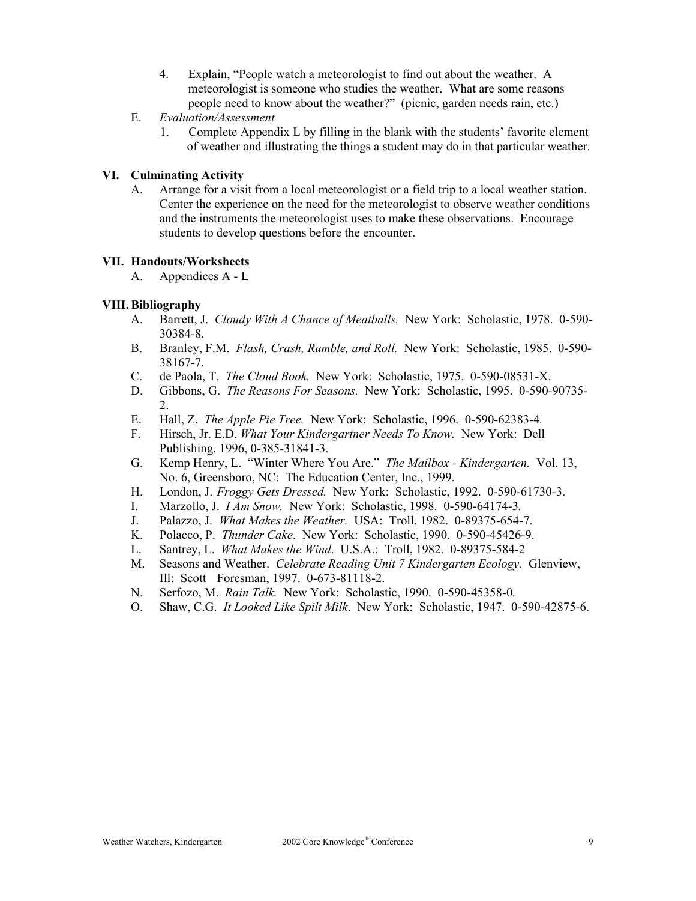4. Explain, "People watch a meteorologist to find out about the weather. A meteorologist is someone who studies the weather. What are some reasons people need to know about the weather?" (picnic, garden needs rain, etc.)

E. *Evaluation/Assessment*

1. Complete Appendix L by filling in the blank with the students' favorite element of weather and illustrating the things a student may do in that particular weather.

## VI. Culminating Activity

A. Arrange for a visit from a local meteorologist or a field trip to a local weather station. Center the experience on the need for the meteorologist to observe weather conditions and the instruments the meteorologist uses to make these observations. Encourage students to develop questions before the encounter.

## VII. Handouts/Worksheets

A. Appendices A - L

## VIII. Bibliography

A. Barrett, J. *Cloudy With A Chance of Meatballs.* New York: Scholastic, 1978. 0-590-30384-8.

B. Branley, F.M. *Flash, Crash, Rumble, and Roll.* New York: Scholastic, 1985. 0-590-38167-7.

C. de Paola, T. *The Cloud Book.* New York: Scholastic, 1975. 0-590-08531-X.

D. Gibbons, G. *The Reasons For Seasons.* New York: Scholastic, 1995. 0-590-90735-2.

E. Hall, Z. *The Apple Pie Tree.* New York: Scholastic, 1996. 0-590-62383-4.

F. Hirsch, Jr. E.D. *What Your Kindergartner Needs To Know.* New York: Dell Publishing, 1996, 0-385-31841-3.

G. Kemp Henry, L. "Winter Where You Are." *The Mailbox - Kindergarten.* Vol. 13, No. 6, Greensboro, NC: The Education Center, Inc., 1999.

H. London, J. *Froggy Gets Dressed.* New York: Scholastic, 1992. 0-590-61730-3.

I. Marzollo, J. *I Am Snow.* New York: Scholastic, 1998. 0-590-64174-3.

J. Palazzo, J. *What Makes the Weather.* USA: Troll, 1982. 0-89375-654-7.

K. Polacco, P. *Thunder Cake*. New York: Scholastic, 1990. 0-590-45426-9.

L. Santrey, L. *What Makes the Wind*. U.S.A.: Troll, 1982. 0-89375-584-2

M. Seasons and Weather. *Celebrate Reading Unit 7 Kindergarten Ecology.* Glenview, Ill: Scott Foresman, 1997. 0-673-81118-2.

N. Serfozo, M. *Rain Talk.* New York: Scholastic, 1990. 0-590-45358-0.

O. Shaw, C.G. *It Looked Like Spilt Milk*. New York: Scholastic, 1947. 0-590-42875-6.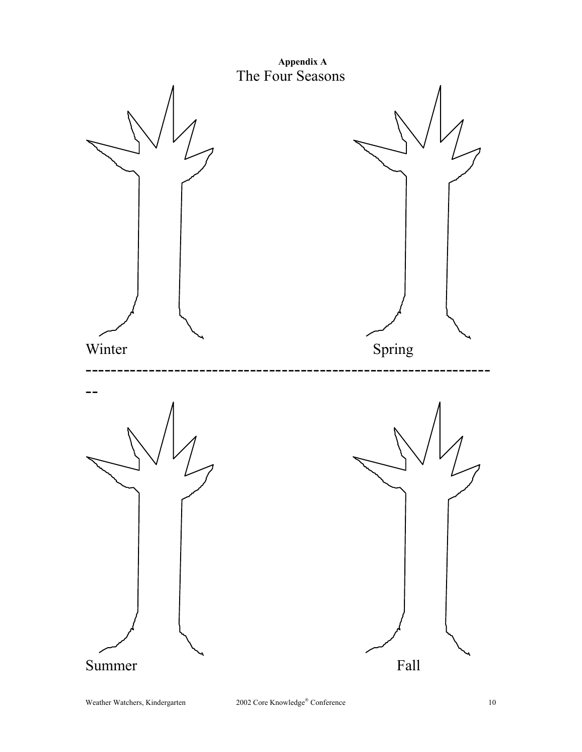**Appendix A**

# The Four Seasons

Winter

Spring

---------------------------------------------------------------
--

Summer

Fall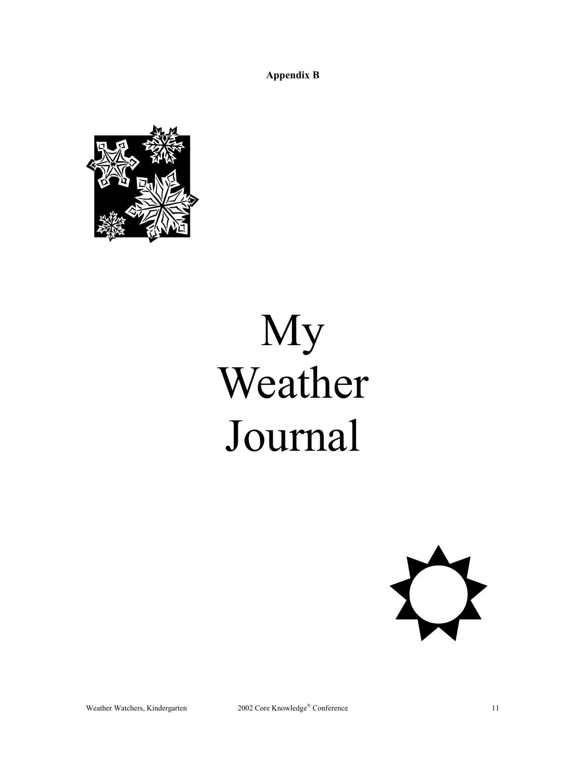**Appendix B**

# My Weather Journal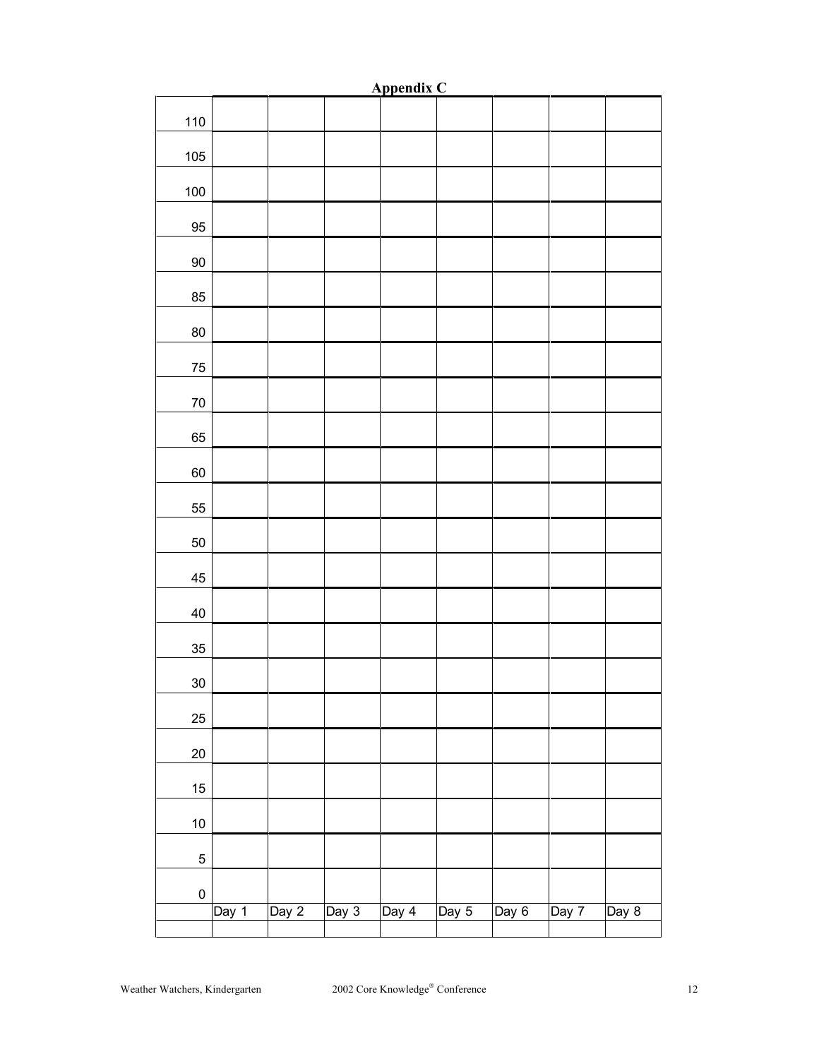## Appendix C

110

105

100

95

90

85

80

75

70

65

60

55

50

45

40

35

30

25

20

15

10

5

0

Day 1 Day 2 Day 3 Day 4 Day 5 Day 6 Day 7 Day 8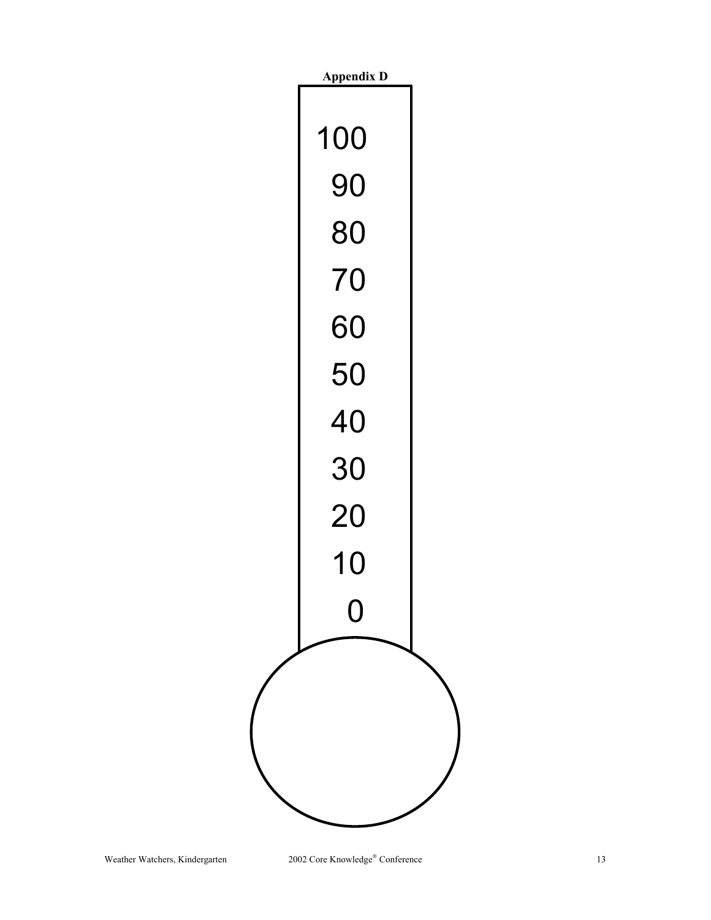**Appendix D**

100

90

80

70

60

50

40

30

20

10

0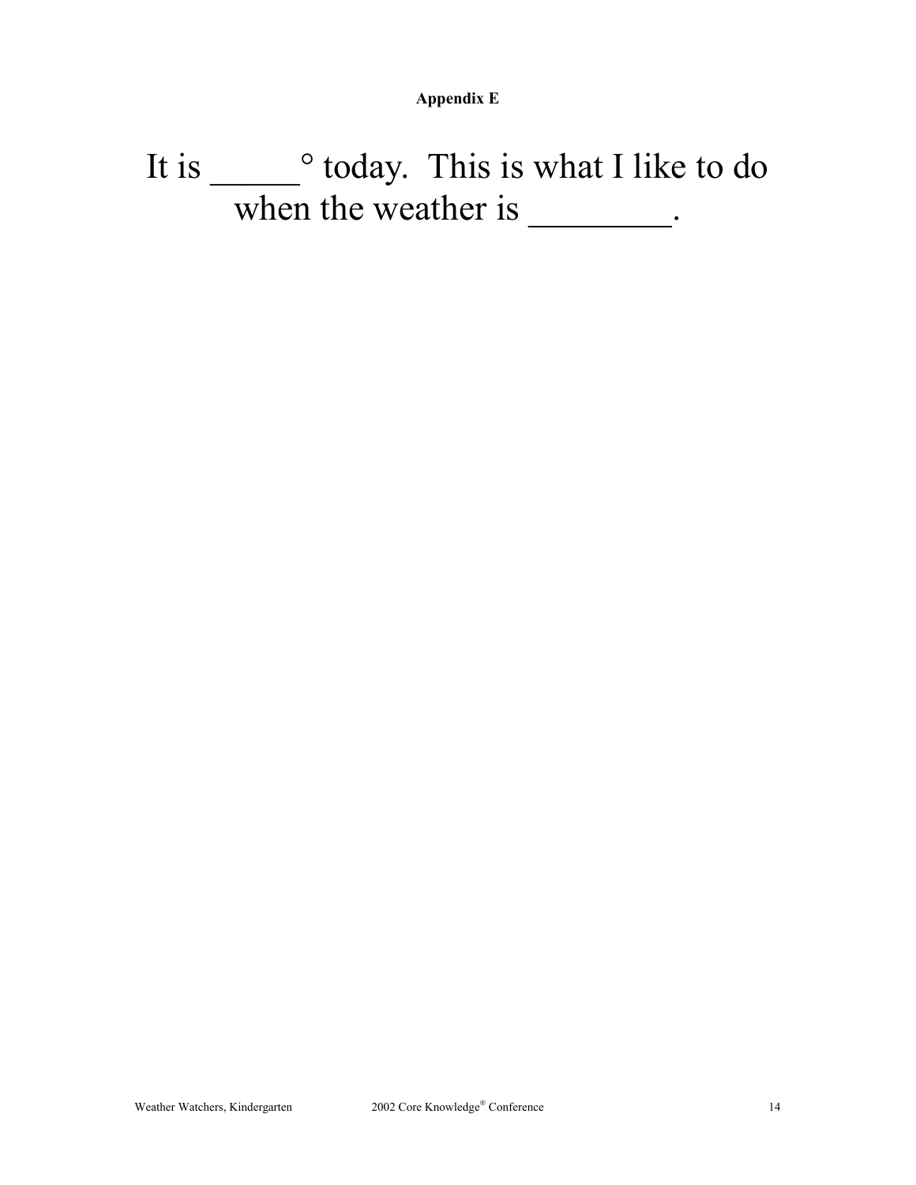**Appendix E**

It is _____° today. This is what I like to do when the weather is ________.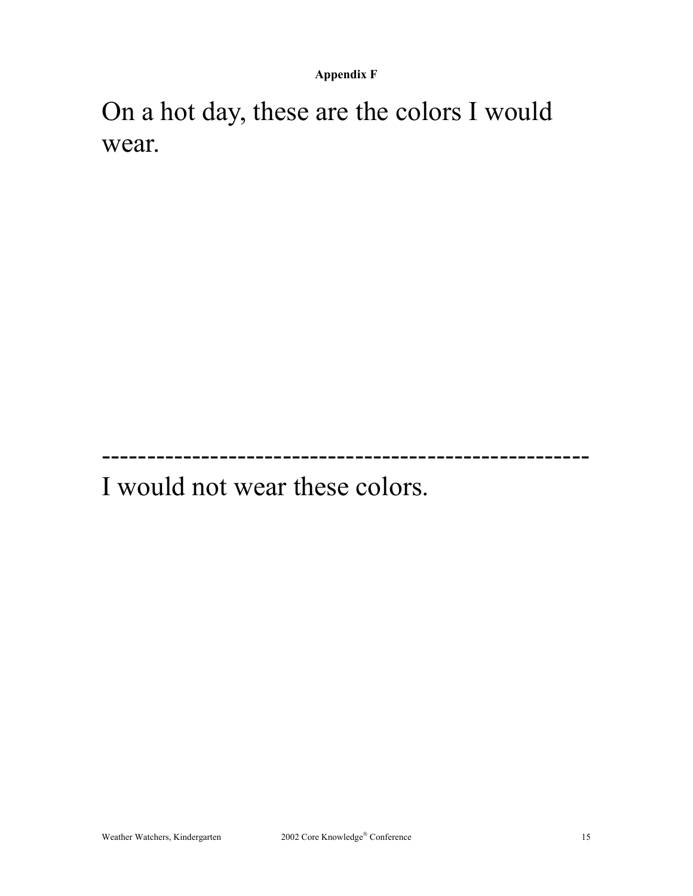**Appendix F**

On a hot day, these are the colors I would wear.

-----------------------------------------------------

I would not wear these colors.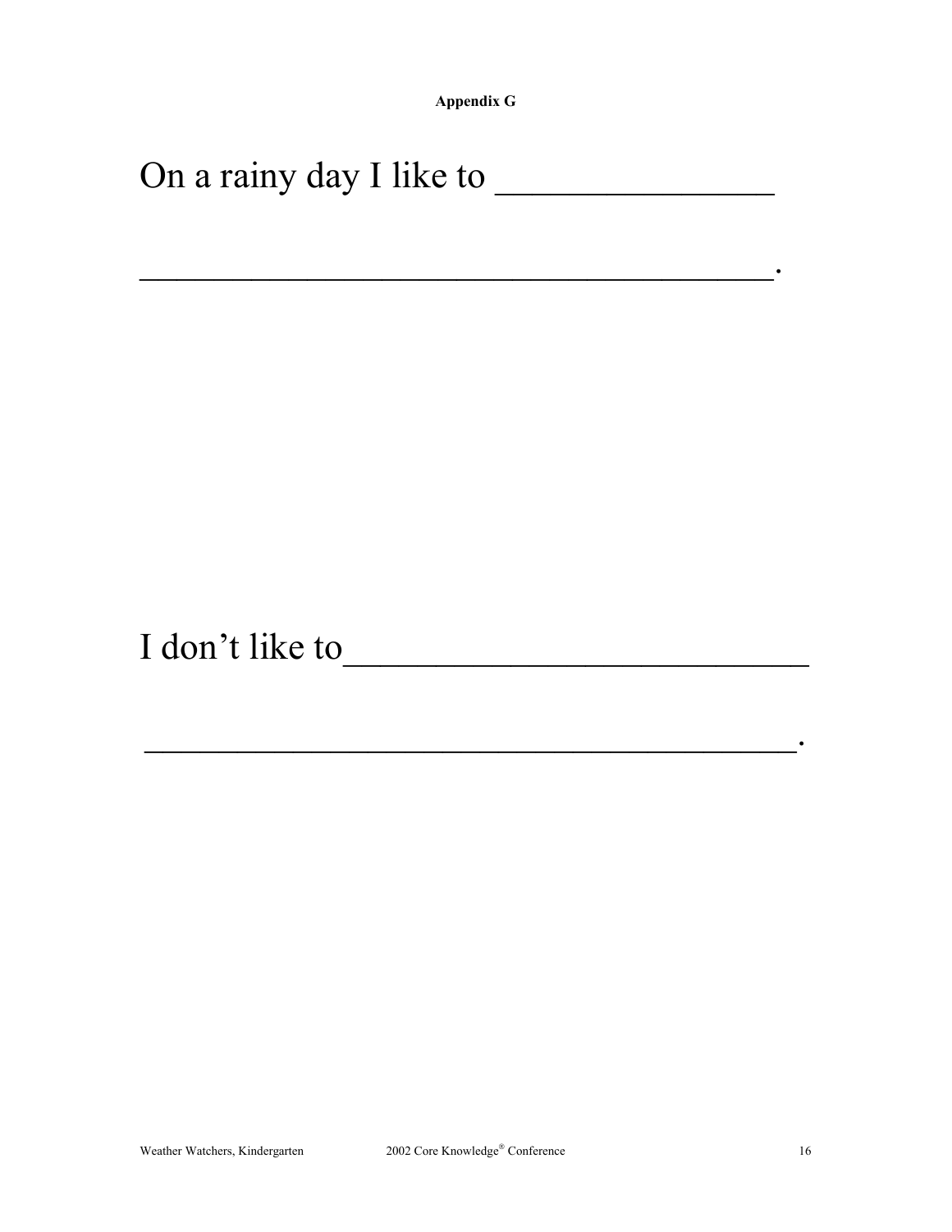**Appendix G**

On a rainy day I like to _______________

__________________________________.

I don't like to_________________________

__________________________________.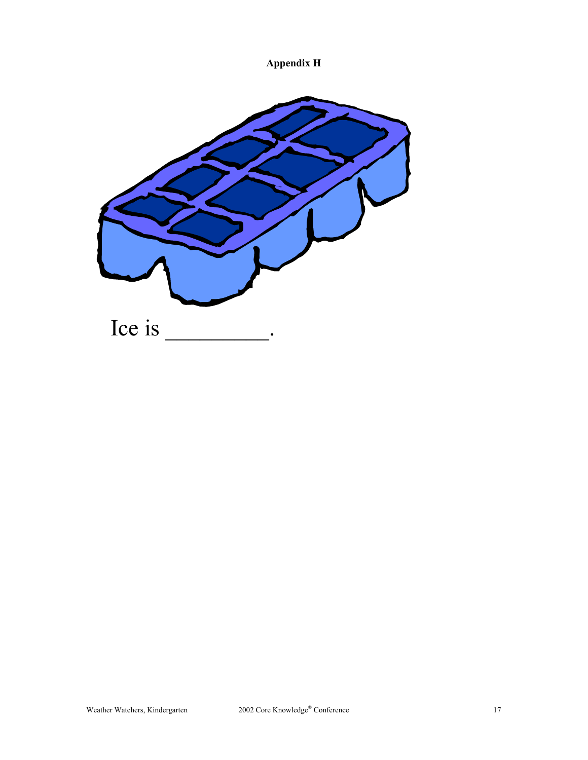**Appendix H**

Ice is _________.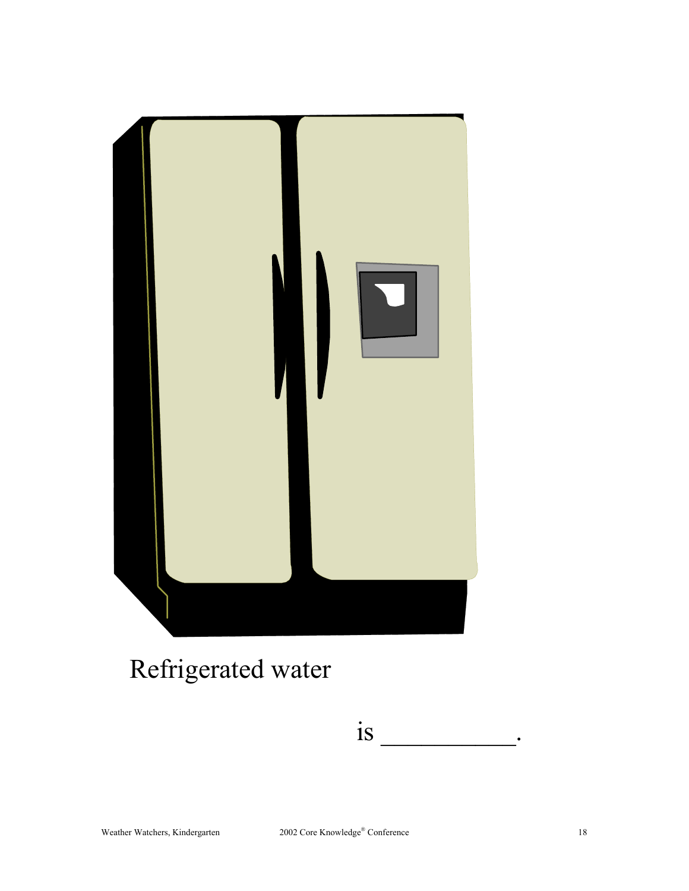Refrigerated water

is ___________.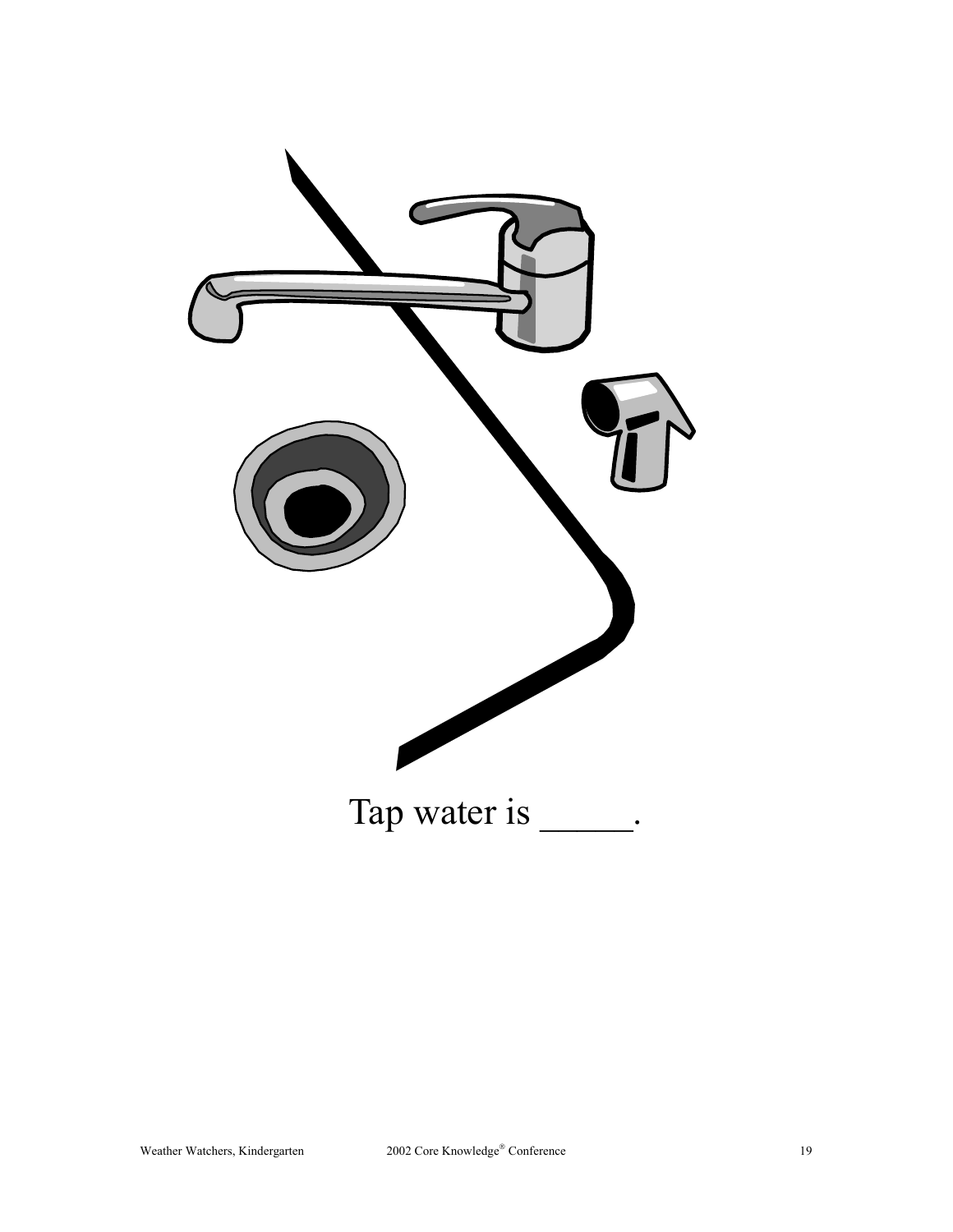Tap water is _____.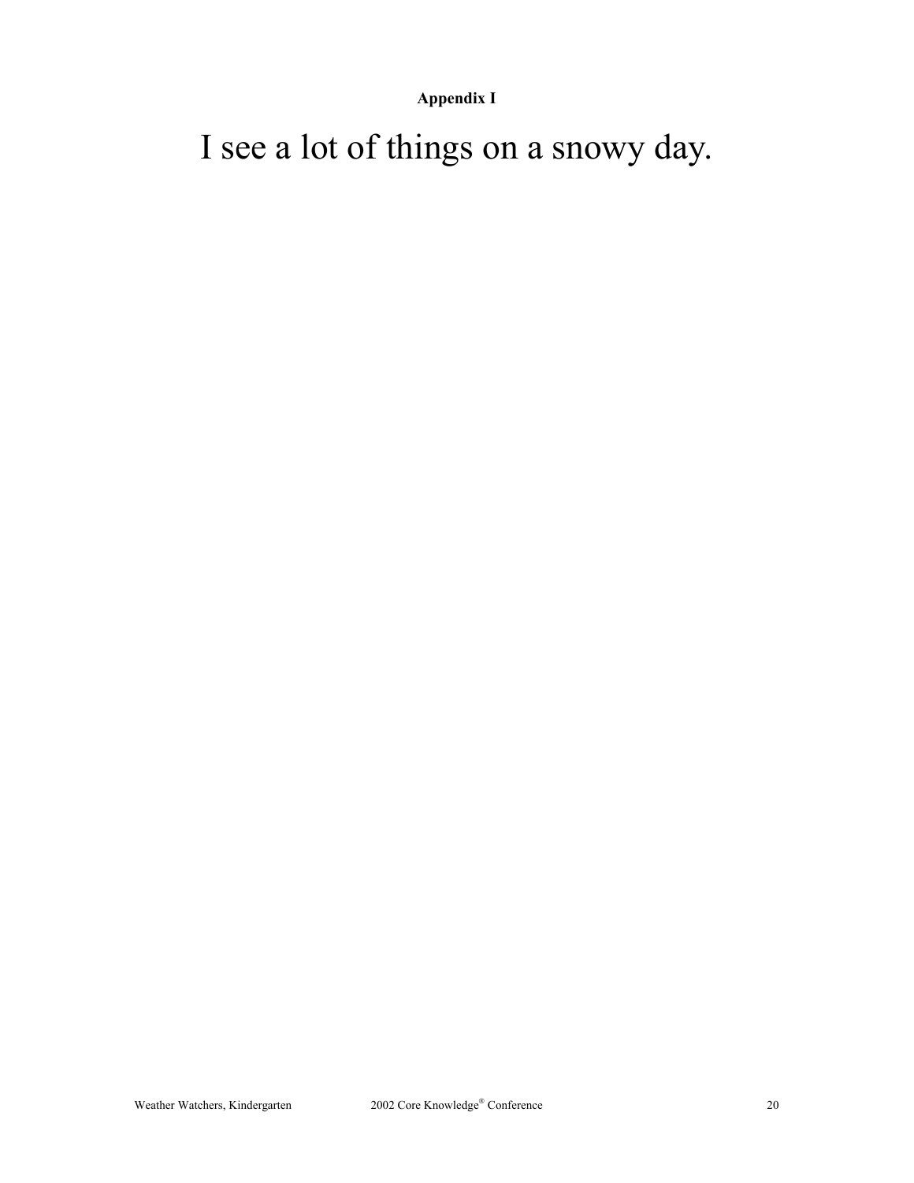**Appendix I**

# I see a lot of things on a snowy day.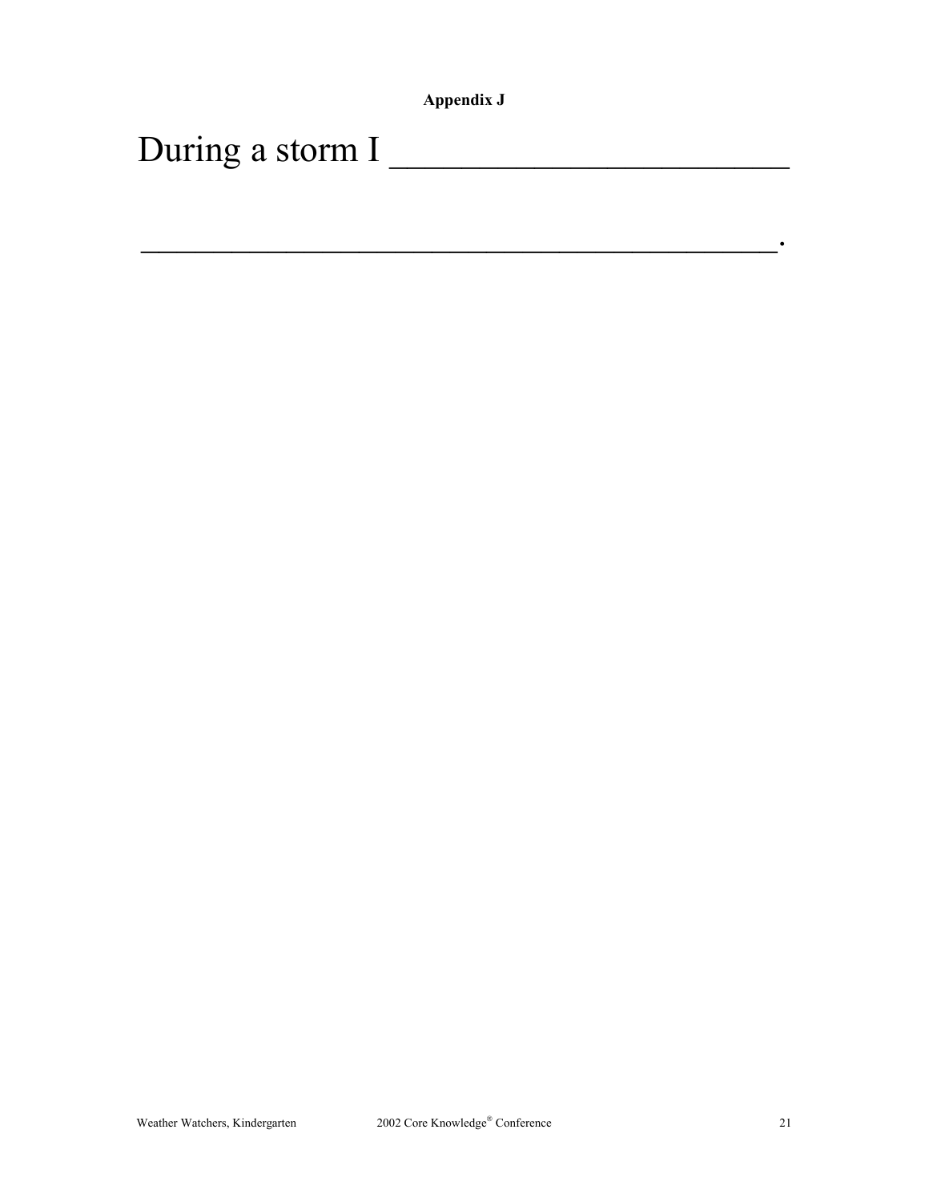**Appendix J**

During a storm I ______________________

____________________________________.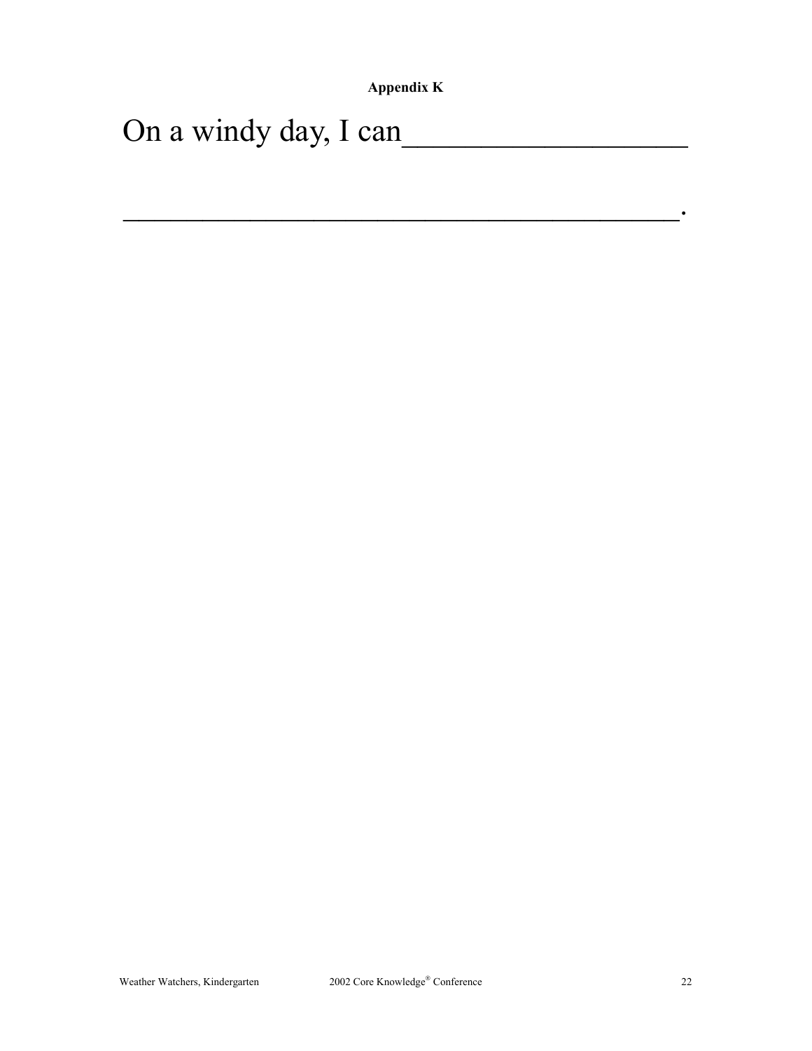**Appendix K**

On a windy day, I can__________________

_____________________________________.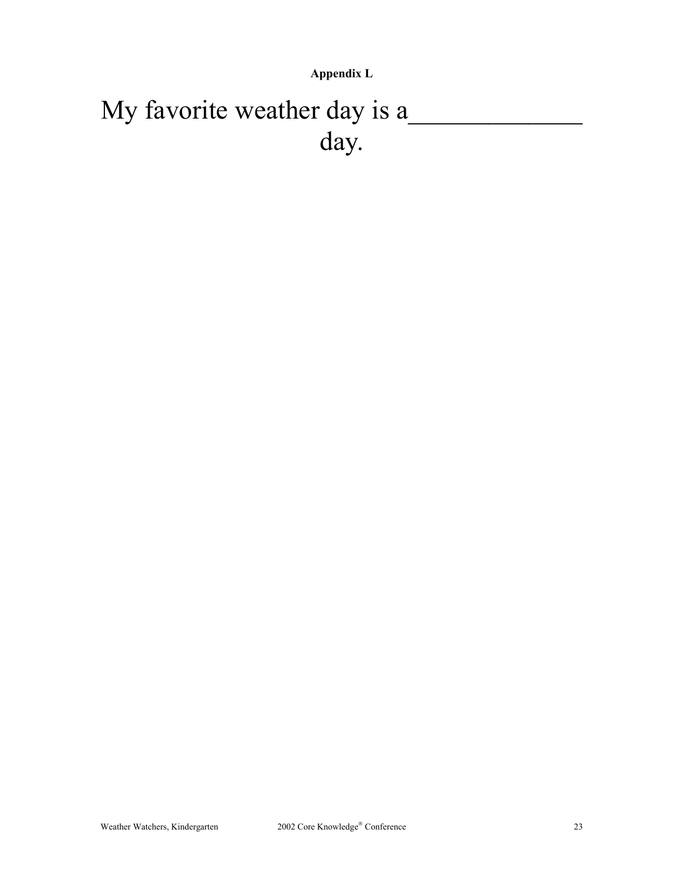**Appendix L**

# My favorite weather day is a\_\_\_\_\_\_\_\_\_\_\_\_\_ day.